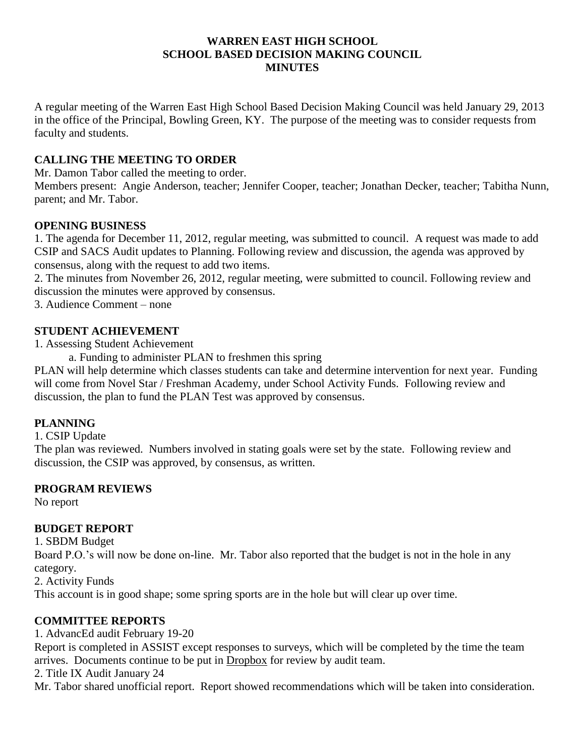# WARREN EAST HIGH SCHOOL
## SCHOOL BASED DECISION MAKING COUNCIL
## MINUTES

A regular meeting of the Warren East High School Based Decision Making Council was held January 29, 2013 in the office of the Principal, Bowling Green, KY. The purpose of the meeting was to consider requests from faculty and students.

### CALLING THE MEETING TO ORDER

Mr. Damon Tabor called the meeting to order.

Members present: Angie Anderson, teacher; Jennifer Cooper, teacher; Jonathan Decker, teacher; Tabitha Nunn, parent; and Mr. Tabor.

### OPENING BUSINESS

1. The agenda for December 11, 2012, regular meeting, was submitted to council. A request was made to add CSIP and SACS Audit updates to Planning. Following review and discussion, the agenda was approved by consensus, along with the request to add two items.
2. The minutes from November 26, 2012, regular meeting, were submitted to council. Following review and discussion the minutes were approved by consensus.
3. Audience Comment – none

### STUDENT ACHIEVEMENT

1. Assessing Student Achievement
    a. Funding to administer PLAN to freshmen this spring

PLAN will help determine which classes students can take and determine intervention for next year. Funding will come from Novel Star / Freshman Academy, under School Activity Funds. Following review and discussion, the plan to fund the PLAN Test was approved by consensus.

### PLANNING

1. CSIP Update

The plan was reviewed. Numbers involved in stating goals were set by the state. Following review and discussion, the CSIP was approved, by consensus, as written.

### PROGRAM REVIEWS

No report

### BUDGET REPORT

1. SBDM Budget

Board P.O.'s will now be done on-line. Mr. Tabor also reported that the budget is not in the hole in any category.

2. Activity Funds

This account is in good shape; some spring sports are in the hole but will clear up over time.

### COMMITTEE REPORTS

1. AdvancEd audit February 19-20

Report is completed in ASSIST except responses to surveys, which will be completed by the time the team arrives. Documents continue to be put in Dropbox for review by audit team.

2. Title IX Audit January 24

Mr. Tabor shared unofficial report. Report showed recommendations which will be taken into consideration.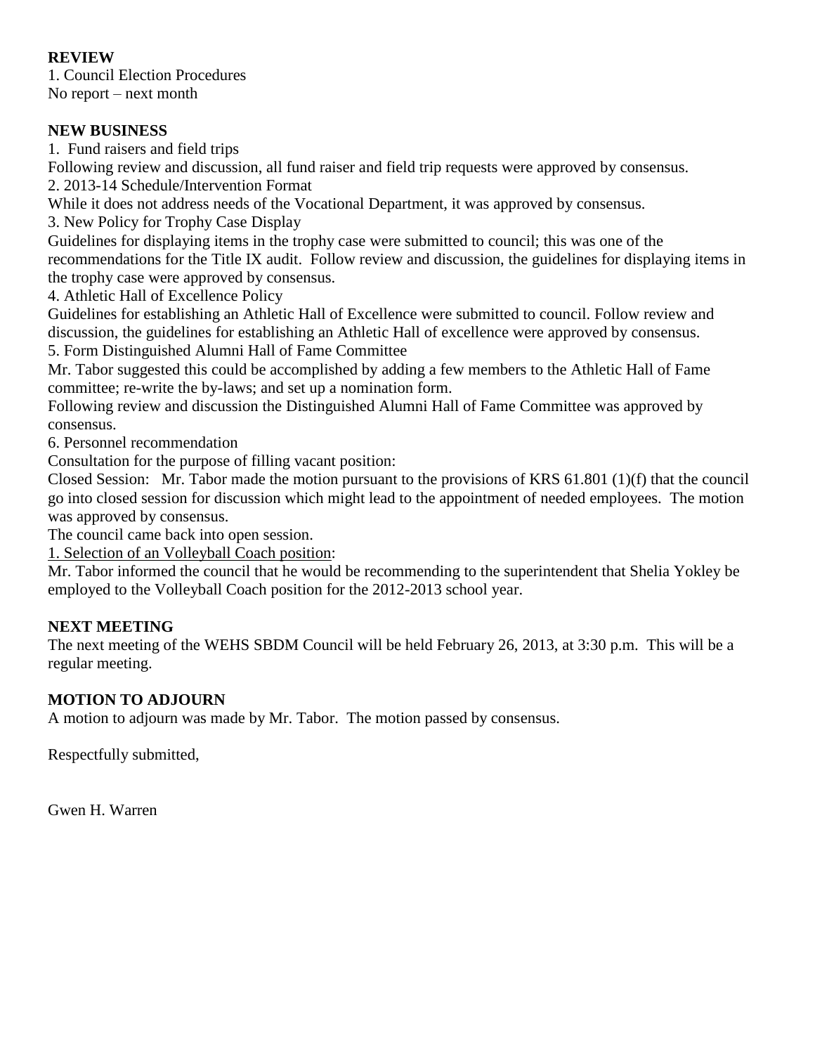**REVIEW**

1. Council Election Procedures
No report – next month

**NEW BUSINESS**

1. Fund raisers and field trips
Following review and discussion, all fund raiser and field trip requests were approved by consensus.
2. 2013-14 Schedule/Intervention Format
While it does not address needs of the Vocational Department, it was approved by consensus.
3. New Policy for Trophy Case Display
Guidelines for displaying items in the trophy case were submitted to council; this was one of the recommendations for the Title IX audit. Follow review and discussion, the guidelines for displaying items in the trophy case were approved by consensus.
4. Athletic Hall of Excellence Policy
Guidelines for establishing an Athletic Hall of Excellence were submitted to council. Follow review and discussion, the guidelines for establishing an Athletic Hall of excellence were approved by consensus.
5. Form Distinguished Alumni Hall of Fame Committee
Mr. Tabor suggested this could be accomplished by adding a few members to the Athletic Hall of Fame committee; re-write the by-laws; and set up a nomination form.
Following review and discussion the Distinguished Alumni Hall of Fame Committee was approved by consensus.
6. Personnel recommendation
Consultation for the purpose of filling vacant position:
Closed Session: Mr. Tabor made the motion pursuant to the provisions of KRS 61.801 (1)(f) that the council go into closed session for discussion which might lead to the appointment of needed employees. The motion was approved by consensus.
The council came back into open session.
1. Selection of an Volleyball Coach position:
Mr. Tabor informed the council that he would be recommending to the superintendent that Shelia Yokley be employed to the Volleyball Coach position for the 2012-2013 school year.

**NEXT MEETING**

The next meeting of the WEHS SBDM Council will be held February 26, 2013, at 3:30 p.m. This will be a regular meeting.

**MOTION TO ADJOURN**

A motion to adjourn was made by Mr. Tabor. The motion passed by consensus.

Respectfully submitted,

Gwen H. Warren